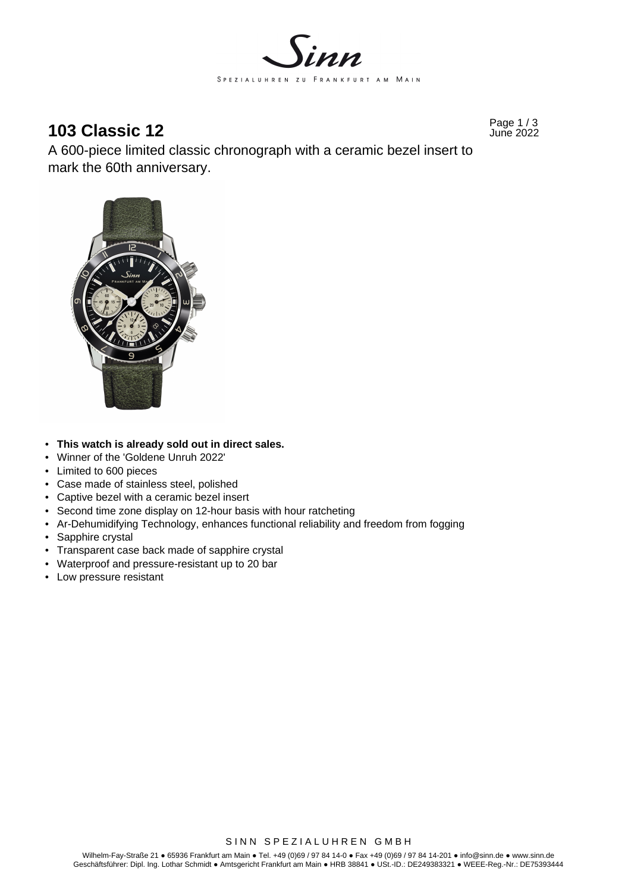# 103 Classic 12

June 2022

A 600-piece limited classic chronograph with a ceramic bezel insert to mark the 60th anniversary.

- **This watch is already sold out in direct sales.**
- Winner of the 'Goldene Unruh 2022'
- Limited to 600 pieces
- Case made of stainless steel, polished
- Captive bezel with a ceramic bezel insert
- Second time zone display on 12-hour basis with hour ratcheting
- Ar-Dehumidifying Technology, enhances functional reliability and freedom from fogging
- Sapphire crystal
- Transparent case back made of sapphire crystal
- Waterproof and pressure-resistant up to 20 bar
- Low pressure resistant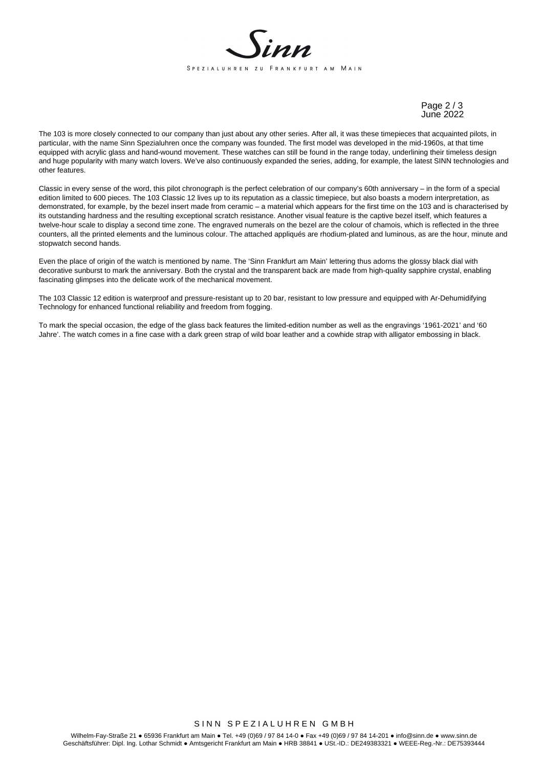The 103 is more closely connected to our company than just about any other series. After all, it was these timepieces that acquainted pilots, in particular, with the name Sinn Spezialuhren once the company was founded. The first model was developed in the mid-1960s, at that time equipped with acrylic glass and hand-wound movement. These watches can still be found in the range today, underlining their timeless design and huge popularity with many watch lovers. We've also continuously expanded the series, adding, for example, the latest SINN technologies and other features.

Classic in every sense of the word, this pilot chronograph is the perfect celebration of our company's 60th anniversary – in the form of a special edition limited to 600 pieces. The 103 Classic 12 lives up to its reputation as a classic timepiece, but also boasts a modern interpretation, as demonstrated, for example, by the bezel insert made from ceramic – a material which appears for the first time on the 103 and is characterised by its outstanding hardness and the resulting exceptional scratch resistance. Another visual feature is the captive bezel itself, which features a twelve-hour scale to display a second time zone. The engraved numerals on the bezel are the colour of chamois, which is reflected in the three counters, all the printed elements and the luminous colour. The attached appliqués are rhodium-plated and luminous, as are the hour, minute and stopwatch second hands.

Even the place of origin of the watch is mentioned by name. The 'Sinn Frankfurt am Main' lettering thus adorns the glossy black dial with decorative sunburst to mark the anniversary. Both the crystal and the transparent back are made from high-quality sapphire crystal, enabling fascinating glimpses into the delicate work of the mechanical movement.

The 103 Classic 12 edition is waterproof and pressure-resistant up to 20 bar, resistant to low pressure and equipped with Ar-Dehumidifying Technology for enhanced functional reliability and freedom from fogging.

To mark the special occasion, the edge of the glass back features the limited-edition number as well as the engravings '1961-2021' and '60 Jahre'. The watch comes in a fine case with a dark green strap of wild boar leather and a cowhide strap with alligator embossing in black.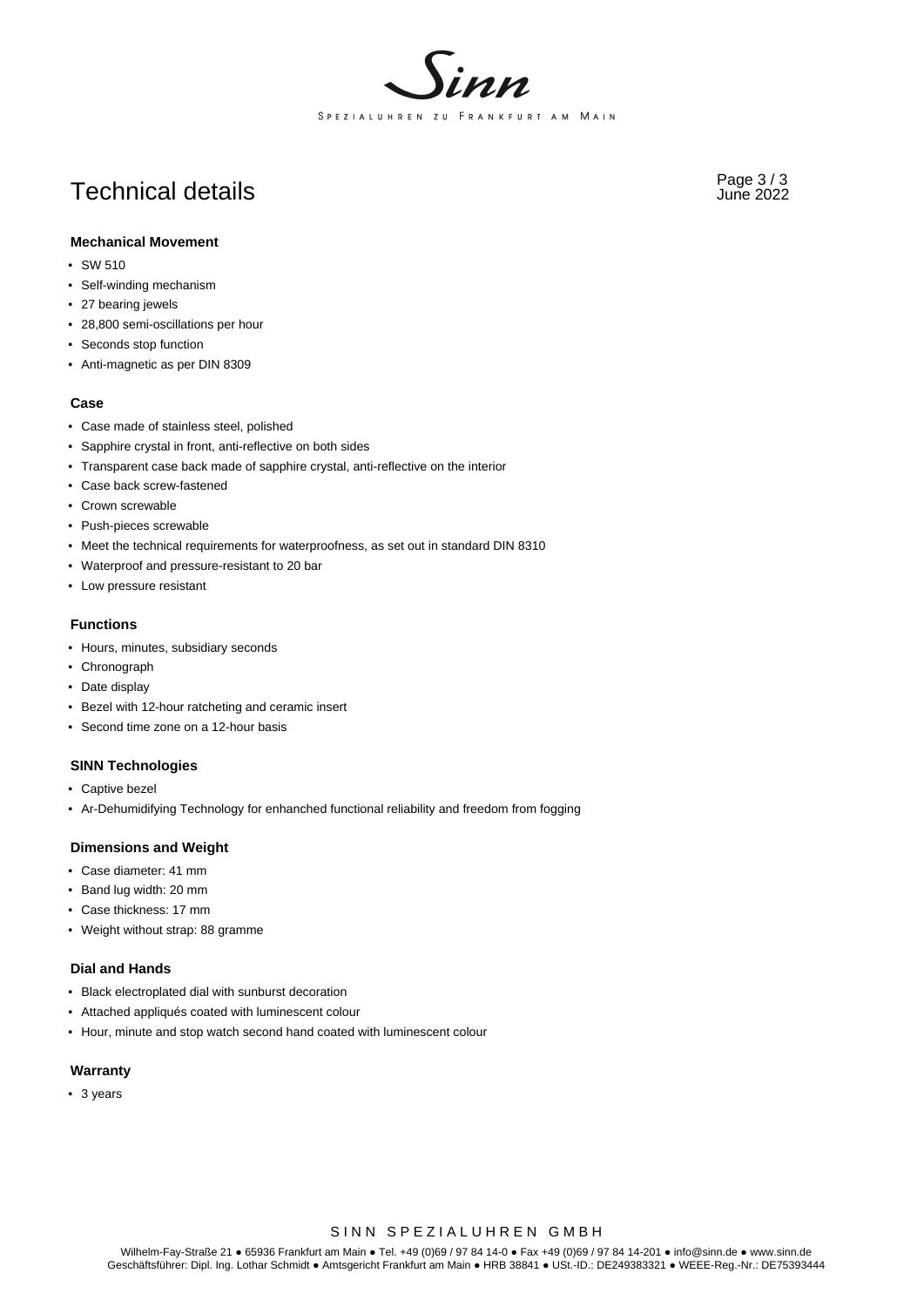# Technical details

## Mechanical Movement

- SW 510
- Self-winding mechanism
- 27 bearing jewels
- 28,800 semi-oscillations per hour
- Seconds stop function
- Anti-magnetic as per DIN 8309

## Case

- Case made of stainless steel, polished
- Sapphire crystal in front, anti-reflective on both sides
- Transparent case back made of sapphire crystal, anti-reflective on the interior
- Case back screw-fastened
- Crown screwable
- Push-pieces screwable
- Meet the technical requirements for waterproofness, as set out in standard DIN 8310
- Waterproof and pressure-resistant to 20 bar
- Low pressure resistant

## Functions

- Hours, minutes, subsidiary seconds
- Chronograph
- Date display
- Bezel with 12-hour ratcheting and ceramic insert
- Second time zone on a 12-hour basis

## SINN Technologies

- Captive bezel
- Ar-Dehumidifying Technology for enhanched functional reliability and freedom from fogging

## Dimensions and Weight

- Case diameter: 41 mm
- Band lug width: 20 mm
- Case thickness: 17 mm
- Weight without strap: 88 gramme

## Dial and Hands

- Black electroplated dial with sunburst decoration
- Attached appliqués coated with luminescent colour
- Hour, minute and stop watch second hand coated with luminescent colour

## Warranty

- 3 years